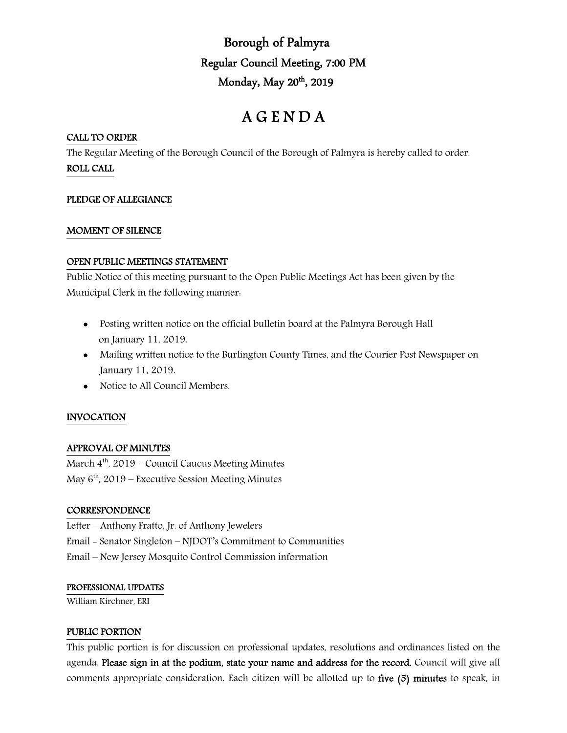# Borough of Palmyra
## Regular Council Meeting, 7:00 PM
## Monday, May 20th, 2019

# A G E N D A

**CALL TO ORDER**

The Regular Meeting of the Borough Council of the Borough of Palmyra is hereby called to order.

**ROLL CALL**

**PLEDGE OF ALLEGIANCE**

**MOMENT OF SILENCE**

**OPEN PUBLIC MEETINGS STATEMENT**

Public Notice of this meeting pursuant to the Open Public Meetings Act has been given by the Municipal Clerk in the following manner:

- Posting written notice on the official bulletin board at the Palmyra Borough Hall on January 11, 2019.
- Mailing written notice to the Burlington County Times, and the Courier Post Newspaper on January 11, 2019.
- Notice to All Council Members.

**INVOCATION**

**APPROVAL OF MINUTES**

March 4th, 2019 – Council Caucus Meeting Minutes
May 6th, 2019 – Executive Session Meeting Minutes

**CORRESPONDENCE**

Letter – Anthony Fratto, Jr. of Anthony Jewelers
Email - Senator Singleton – NJDOT's Commitment to Communities
Email – New Jersey Mosquito Control Commission information

**PROFESSIONAL UPDATES**

William Kirchner, ERI

**PUBLIC PORTION**

This public portion is for discussion on professional updates, resolutions and ordinances listed on the agenda. **Please sign in at the podium, state your name and address for the record.** Council will give all comments appropriate consideration. Each citizen will be allotted up to **five (5) minutes** to speak, in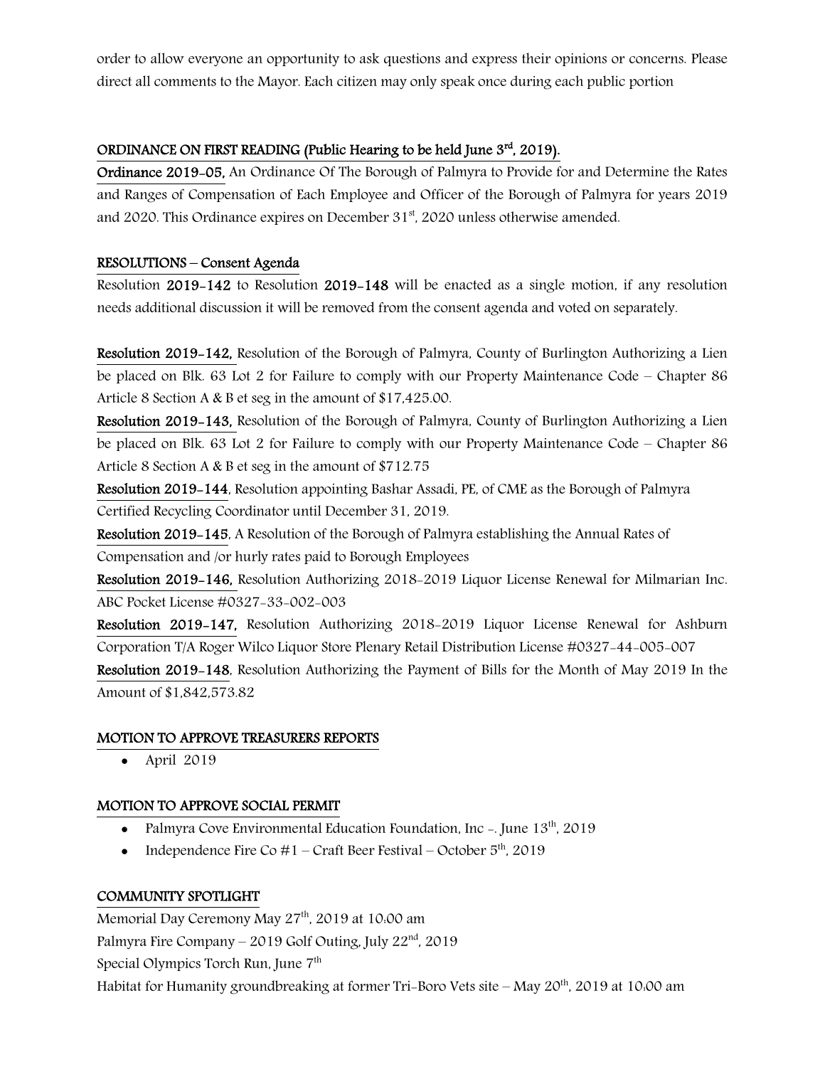order to allow everyone an opportunity to ask questions and express their opinions or concerns. Please direct all comments to the Mayor. Each citizen may only speak once during each public portion

## ORDINANCE ON FIRST READING (Public Hearing to be held June 3rd, 2019).

**Ordinance 2019-05,** An Ordinance Of The Borough of Palmyra to Provide for and Determine the Rates and Ranges of Compensation of Each Employee and Officer of the Borough of Palmyra for years 2019 and 2020. This Ordinance expires on December 31st, 2020 unless otherwise amended.

## RESOLUTIONS – Consent Agenda

Resolution **2019-142** to Resolution **2019-148** will be enacted as a single motion, if any resolution needs additional discussion it will be removed from the consent agenda and voted on separately.

**Resolution 2019-142,** Resolution of the Borough of Palmyra, County of Burlington Authorizing a Lien be placed on Blk. 63 Lot 2 for Failure to comply with our Property Maintenance Code – Chapter 86 Article 8 Section A & B et seg in the amount of $17,425.00.

**Resolution 2019-143,** Resolution of the Borough of Palmyra, County of Burlington Authorizing a Lien be placed on Blk. 63 Lot 2 for Failure to comply with our Property Maintenance Code – Chapter 86 Article 8 Section A & B et seg in the amount of $712.75

**Resolution 2019-144**, Resolution appointing Bashar Assadi, PE, of CME as the Borough of Palmyra Certified Recycling Coordinator until December 31, 2019.

**Resolution 2019-145**, A Resolution of the Borough of Palmyra establishing the Annual Rates of Compensation and /or hurly rates paid to Borough Employees

**Resolution 2019-146,** Resolution Authorizing 2018-2019 Liquor License Renewal for Milmarian Inc. ABC Pocket License #0327-33-002-003

**Resolution 2019-147,** Resolution Authorizing 2018-2019 Liquor License Renewal for Ashburn Corporation T/A Roger Wilco Liquor Store Plenary Retail Distribution License #0327-44-005-007

**Resolution 2019-148**, Resolution Authorizing the Payment of Bills for the Month of May 2019 In the Amount of $1,842,573.82

## MOTION TO APPROVE TREASURERS REPORTS

- April 2019

## MOTION TO APPROVE SOCIAL PERMIT

- Palmyra Cove Environmental Education Foundation, Inc -. June 13th, 2019
- Independence Fire Co #1 – Craft Beer Festival – October 5th, 2019

## COMMUNITY SPOTLIGHT

Memorial Day Ceremony May 27th, 2019 at 10:00 am

Palmyra Fire Company – 2019 Golf Outing, July 22nd, 2019

Special Olympics Torch Run, June 7th

Habitat for Humanity groundbreaking at former Tri-Boro Vets site – May 20th, 2019 at 10:00 am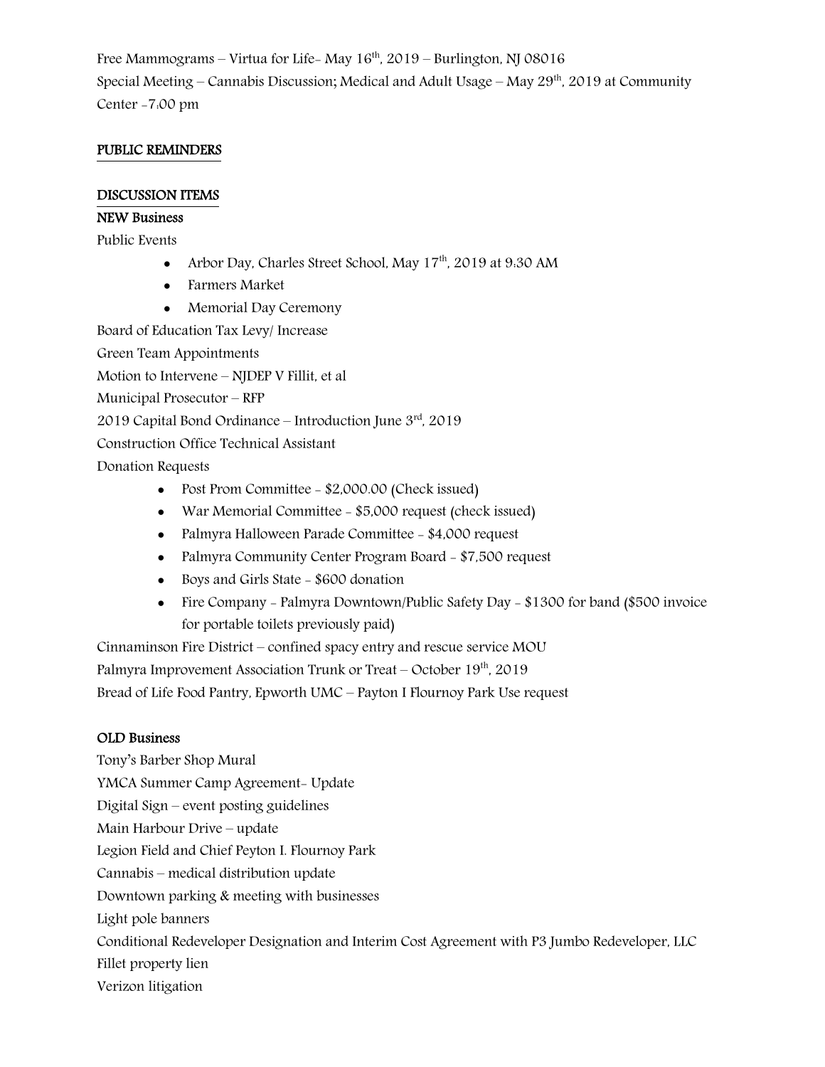Free Mammograms – Virtua for Life- May 16th, 2019 – Burlington, NJ 08016
Special Meeting – Cannabis Discussion; Medical and Adult Usage – May 29th, 2019 at Community Center -7:00 pm

## PUBLIC REMINDERS

## DISCUSSION ITEMS

### NEW Business

Public Events

- Arbor Day, Charles Street School, May 17th, 2019 at 9:30 AM
- Farmers Market
- Memorial Day Ceremony

Board of Education Tax Levy/ Increase
Green Team Appointments
Motion to Intervene – NJDEP V Fillit, et al
Municipal Prosecutor – RFP
2019 Capital Bond Ordinance – Introduction June 3rd, 2019
Construction Office Technical Assistant
Donation Requests

- Post Prom Committee - $2,000.00 (Check issued)
- War Memorial Committee - $5,000 request (check issued)
- Palmyra Halloween Parade Committee - $4,000 request
- Palmyra Community Center Program Board - $7,500 request
- Boys and Girls State - $600 donation
- Fire Company - Palmyra Downtown/Public Safety Day - $1300 for band ($500 invoice for portable toilets previously paid)

Cinnaminson Fire District – confined spacy entry and rescue service MOU
Palmyra Improvement Association Trunk or Treat – October 19th, 2019
Bread of Life Food Pantry, Epworth UMC – Payton I Flournoy Park Use request

### OLD Business

Tony's Barber Shop Mural
YMCA Summer Camp Agreement- Update
Digital Sign – event posting guidelines
Main Harbour Drive – update
Legion Field and Chief Peyton I. Flournoy Park
Cannabis – medical distribution update
Downtown parking & meeting with businesses
Light pole banners
Conditional Redeveloper Designation and Interim Cost Agreement with P3 Jumbo Redeveloper, LLC
Fillet property lien
Verizon litigation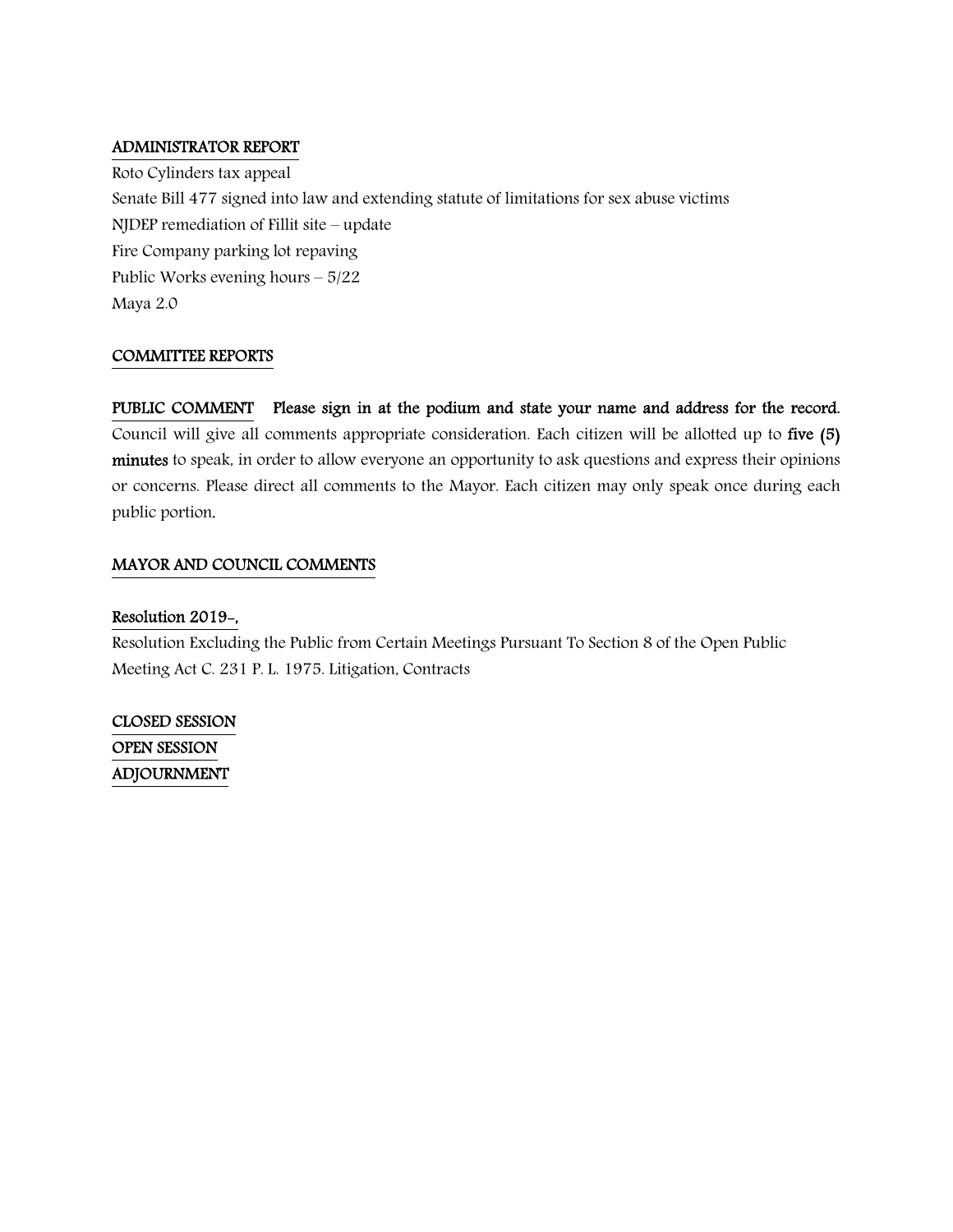## ADMINISTRATOR REPORT

Roto Cylinders tax appeal
Senate Bill 477 signed into law and extending statute of limitations for sex abuse victims
NJDEP remediation of Fillit site – update
Fire Company parking lot repaving
Public Works evening hours – 5/22
Maya 2.0

## COMMITTEE REPORTS

**PUBLIC COMMENT** **Please sign in at the podium and state your name and address for the record.** Council will give all comments appropriate consideration. Each citizen will be allotted up to **five (5) minutes** to speak, in order to allow everyone an opportunity to ask questions and express their opinions or concerns. Please direct all comments to the Mayor. Each citizen may only speak once during each public portion.

## MAYOR AND COUNCIL COMMENTS

**Resolution 2019-,**
Resolution Excluding the Public from Certain Meetings Pursuant To Section 8 of the Open Public Meeting Act C. 231 P. L. 1975. Litigation, Contracts

## CLOSED SESSION

## OPEN SESSION

## ADJOURNMENT